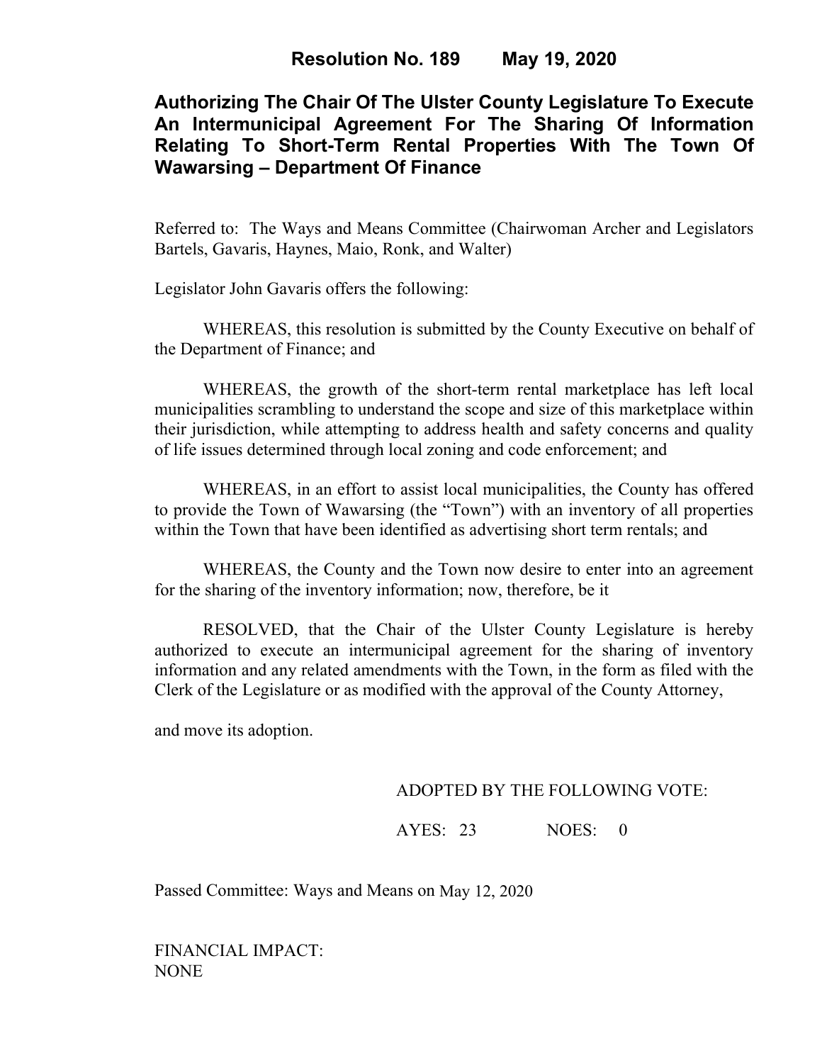**Resolution No. 189 May 19, 2020**

# Authorizing The Chair Of The Ulster County Legislature To Execute An Intermunicipal Agreement For The Sharing Of Information Relating To Short-Term Rental Properties With The Town Of Wawarsing – Department Of Finance

Referred to: The Ways and Means Committee (Chairwoman Archer and Legislators Bartels, Gavaris, Haynes, Maio, Ronk, and Walter)

Legislator John Gavaris offers the following:

WHEREAS, this resolution is submitted by the County Executive on behalf of the Department of Finance; and

WHEREAS, the growth of the short-term rental marketplace has left local municipalities scrambling to understand the scope and size of this marketplace within their jurisdiction, while attempting to address health and safety concerns and quality of life issues determined through local zoning and code enforcement; and

WHEREAS, in an effort to assist local municipalities, the County has offered to provide the Town of Wawarsing (the "Town") with an inventory of all properties within the Town that have been identified as advertising short term rentals; and

WHEREAS, the County and the Town now desire to enter into an agreement for the sharing of the inventory information; now, therefore, be it

RESOLVED, that the Chair of the Ulster County Legislature is hereby authorized to execute an intermunicipal agreement for the sharing of inventory information and any related amendments with the Town, in the form as filed with the Clerk of the Legislature or as modified with the approval of the County Attorney,

and move its adoption.

ADOPTED BY THE FOLLOWING VOTE:

AYES: 23 NOES: 0

Passed Committee: Ways and Means on May 12, 2020

FINANCIAL IMPACT:
NONE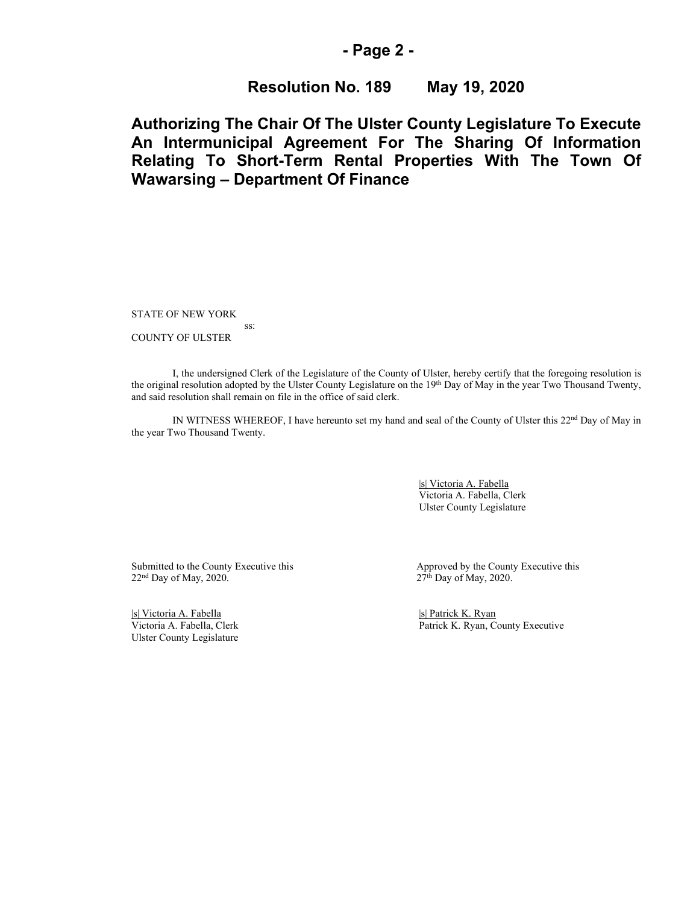**Resolution No. 189 May 19, 2020**

## Authorizing The Chair Of The Ulster County Legislature To Execute An Intermunicipal Agreement For The Sharing Of Information Relating To Short-Term Rental Properties With The Town Of Wawarsing – Department Of Finance

STATE OF NEW YORK
ss:
COUNTY OF ULSTER

I, the undersigned Clerk of the Legislature of the County of Ulster, hereby certify that the foregoing resolution is the original resolution adopted by the Ulster County Legislature on the 19th Day of May in the year Two Thousand Twenty, and said resolution shall remain on file in the office of said clerk.

IN WITNESS WHEREOF, I have hereunto set my hand and seal of the County of Ulster this 22nd Day of May in the year Two Thousand Twenty.

|s| Victoria A. Fabella
Victoria A. Fabella, Clerk
Ulster County Legislature

Submitted to the County Executive this 22nd Day of May, 2020.

|s| Victoria A. Fabella
Victoria A. Fabella, Clerk
Ulster County Legislature

Approved by the County Executive this 27th Day of May, 2020.

|s| Patrick K. Ryan
Patrick K. Ryan, County Executive